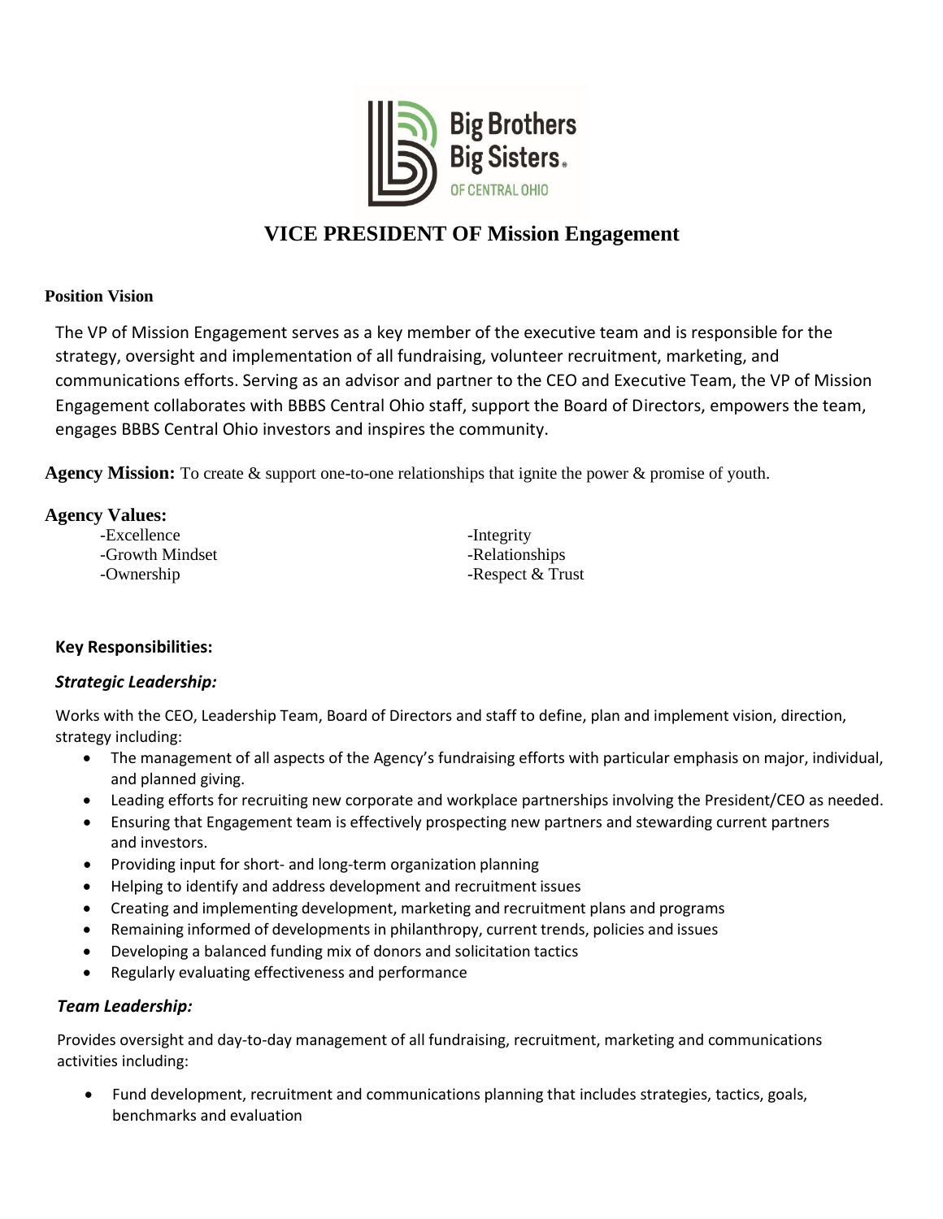# VICE PRESIDENT OF Mission Engagement

**Position Vision**

The VP of Mission Engagement serves as a key member of the executive team and is responsible for the strategy, oversight and implementation of all fundraising, volunteer recruitment, marketing, and communications efforts. Serving as an advisor and partner to the CEO and Executive Team, the VP of Mission Engagement collaborates with BBBS Central Ohio staff, support the Board of Directors, empowers the team, engages BBBS Central Ohio investors and inspires the community.

**Agency Mission:** To create & support one-to-one relationships that ignite the power & promise of youth.

**Agency Values:**

-Excellence
-Growth Mindset
-Ownership
-Integrity
-Relationships
-Respect & Trust

**Key Responsibilities:**

***Strategic Leadership:***

Works with the CEO, Leadership Team, Board of Directors and staff to define, plan and implement vision, direction, strategy including:

- The management of all aspects of the Agency's fundraising efforts with particular emphasis on major, individual, and planned giving.
- Leading efforts for recruiting new corporate and workplace partnerships involving the President/CEO as needed.
- Ensuring that Engagement team is effectively prospecting new partners and stewarding current partners and investors.
- Providing input for short- and long-term organization planning
- Helping to identify and address development and recruitment issues
- Creating and implementing development, marketing and recruitment plans and programs
- Remaining informed of developments in philanthropy, current trends, policies and issues
- Developing a balanced funding mix of donors and solicitation tactics
- Regularly evaluating effectiveness and performance

***Team Leadership:***

Provides oversight and day-to-day management of all fundraising, recruitment, marketing and communications activities including:

- Fund development, recruitment and communications planning that includes strategies, tactics, goals, benchmarks and evaluation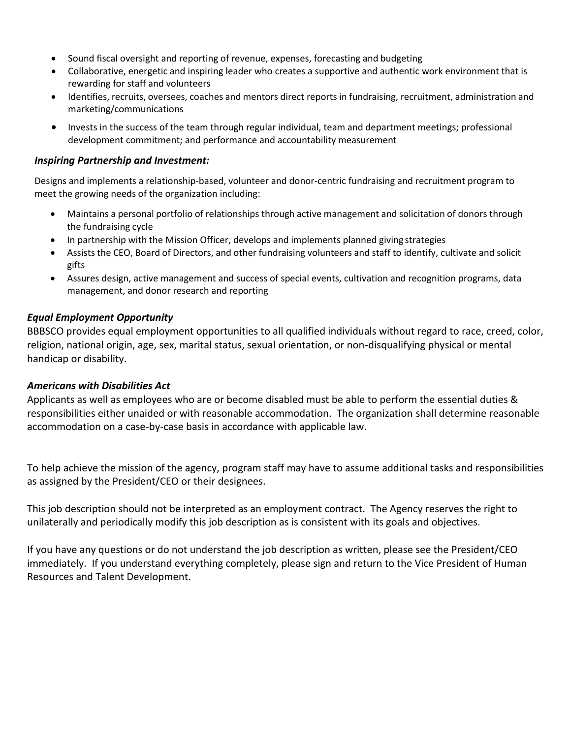- Sound fiscal oversight and reporting of revenue, expenses, forecasting and budgeting
- Collaborative, energetic and inspiring leader who creates a supportive and authentic work environment that is rewarding for staff and volunteers
- Identifies, recruits, oversees, coaches and mentors direct reports in fundraising, recruitment, administration and marketing/communications
- Invests in the success of the team through regular individual, team and department meetings; professional development commitment; and performance and accountability measurement

***Inspiring Partnership and Investment:***

Designs and implements a relationship-based, volunteer and donor-centric fundraising and recruitment program to meet the growing needs of the organization including:

- Maintains a personal portfolio of relationships through active management and solicitation of donors through the fundraising cycle
- In partnership with the Mission Officer, develops and implements planned giving strategies
- Assists the CEO, Board of Directors, and other fundraising volunteers and staff to identify, cultivate and solicit gifts
- Assures design, active management and success of special events, cultivation and recognition programs, data management, and donor research and reporting

***Equal Employment Opportunity***

BBBSCO provides equal employment opportunities to all qualified individuals without regard to race, creed, color, religion, national origin, age, sex, marital status, sexual orientation, or non-disqualifying physical or mental handicap or disability.

***Americans with Disabilities Act***

Applicants as well as employees who are or become disabled must be able to perform the essential duties & responsibilities either unaided or with reasonable accommodation. The organization shall determine reasonable accommodation on a case-by-case basis in accordance with applicable law.

To help achieve the mission of the agency, program staff may have to assume additional tasks and responsibilities as assigned by the President/CEO or their designees.

This job description should not be interpreted as an employment contract. The Agency reserves the right to unilaterally and periodically modify this job description as is consistent with its goals and objectives.

If you have any questions or do not understand the job description as written, please see the President/CEO immediately. If you understand everything completely, please sign and return to the Vice President of Human Resources and Talent Development.